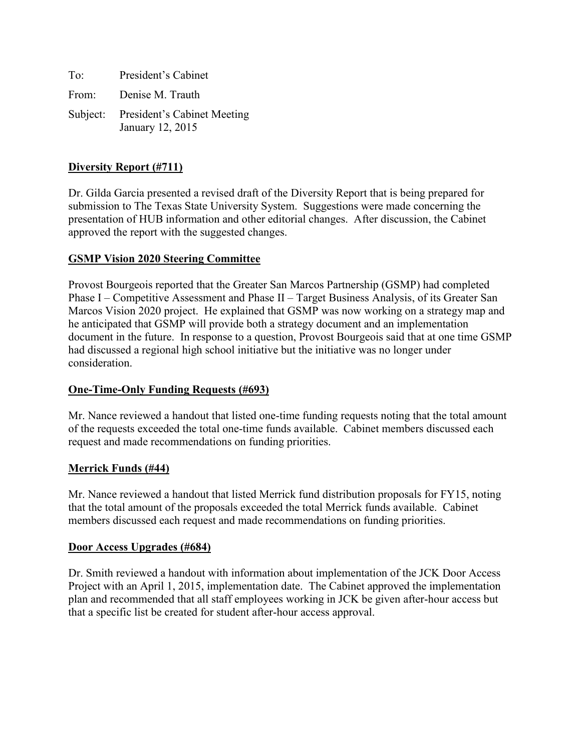To: President's Cabinet

From: Denise M. Trauth

Subject: President's Cabinet Meeting
January 12, 2015

## Diversity Report (#711)

Dr. Gilda Garcia presented a revised draft of the Diversity Report that is being prepared for submission to The Texas State University System. Suggestions were made concerning the presentation of HUB information and other editorial changes. After discussion, the Cabinet approved the report with the suggested changes.

## GSMP Vision 2020 Steering Committee

Provost Bourgeois reported that the Greater San Marcos Partnership (GSMP) had completed Phase I – Competitive Assessment and Phase II – Target Business Analysis, of its Greater San Marcos Vision 2020 project. He explained that GSMP was now working on a strategy map and he anticipated that GSMP will provide both a strategy document and an implementation document in the future. In response to a question, Provost Bourgeois said that at one time GSMP had discussed a regional high school initiative but the initiative was no longer under consideration.

## One-Time-Only Funding Requests (#693)

Mr. Nance reviewed a handout that listed one-time funding requests noting that the total amount of the requests exceeded the total one-time funds available. Cabinet members discussed each request and made recommendations on funding priorities.

## Merrick Funds (#44)

Mr. Nance reviewed a handout that listed Merrick fund distribution proposals for FY15, noting that the total amount of the proposals exceeded the total Merrick funds available. Cabinet members discussed each request and made recommendations on funding priorities.

## Door Access Upgrades (#684)

Dr. Smith reviewed a handout with information about implementation of the JCK Door Access Project with an April 1, 2015, implementation date. The Cabinet approved the implementation plan and recommended that all staff employees working in JCK be given after-hour access but that a specific list be created for student after-hour access approval.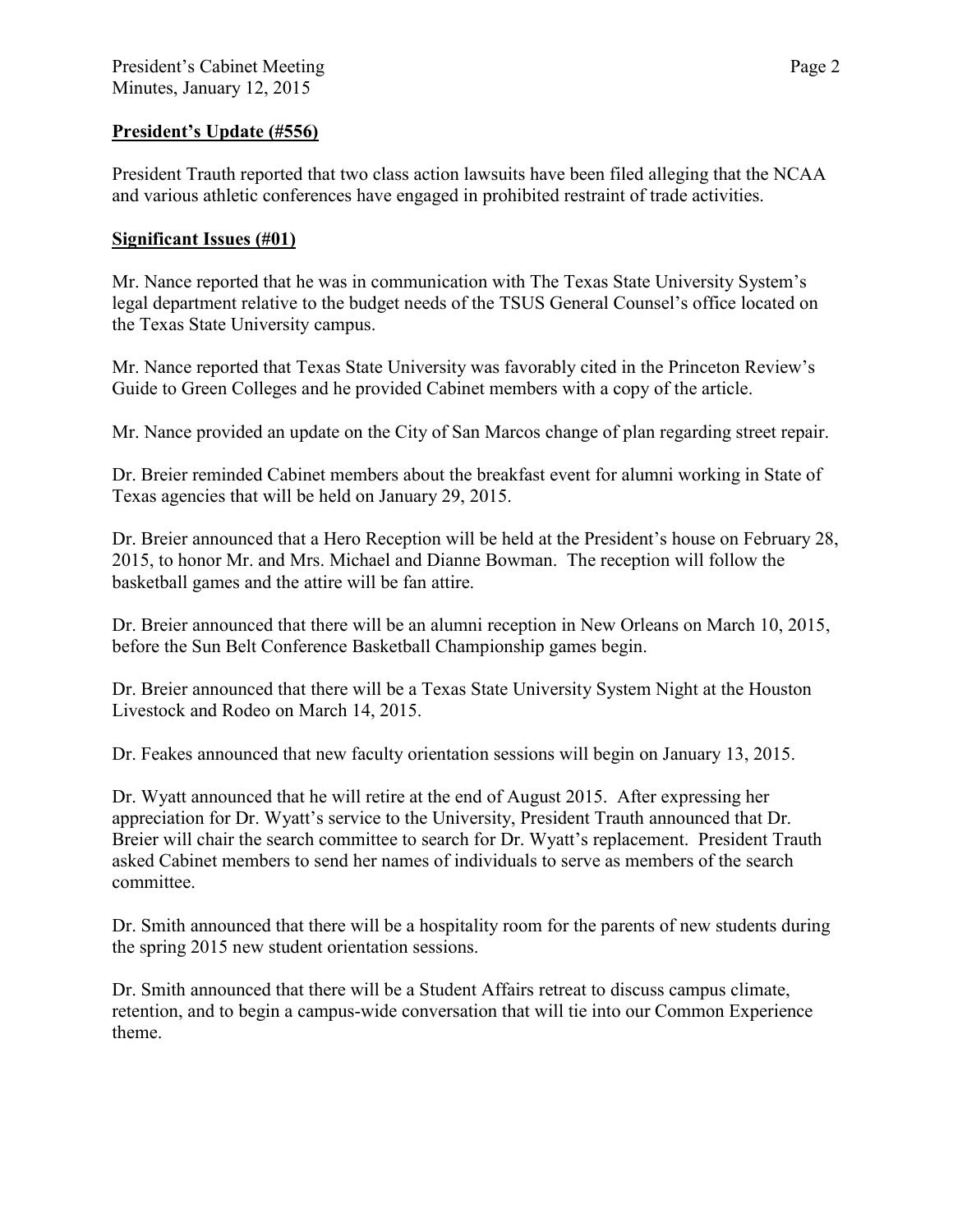**President's Update (#556)**

President Trauth reported that two class action lawsuits have been filed alleging that the NCAA and various athletic conferences have engaged in prohibited restraint of trade activities.

**Significant Issues (#01)**

Mr. Nance reported that he was in communication with The Texas State University System's legal department relative to the budget needs of the TSUS General Counsel's office located on the Texas State University campus.

Mr. Nance reported that Texas State University was favorably cited in the Princeton Review's Guide to Green Colleges and he provided Cabinet members with a copy of the article.

Mr. Nance provided an update on the City of San Marcos change of plan regarding street repair.

Dr. Breier reminded Cabinet members about the breakfast event for alumni working in State of Texas agencies that will be held on January 29, 2015.

Dr. Breier announced that a Hero Reception will be held at the President's house on February 28, 2015, to honor Mr. and Mrs. Michael and Dianne Bowman. The reception will follow the basketball games and the attire will be fan attire.

Dr. Breier announced that there will be an alumni reception in New Orleans on March 10, 2015, before the Sun Belt Conference Basketball Championship games begin.

Dr. Breier announced that there will be a Texas State University System Night at the Houston Livestock and Rodeo on March 14, 2015.

Dr. Feakes announced that new faculty orientation sessions will begin on January 13, 2015.

Dr. Wyatt announced that he will retire at the end of August 2015. After expressing her appreciation for Dr. Wyatt's service to the University, President Trauth announced that Dr. Breier will chair the search committee to search for Dr. Wyatt's replacement. President Trauth asked Cabinet members to send her names of individuals to serve as members of the search committee.

Dr. Smith announced that there will be a hospitality room for the parents of new students during the spring 2015 new student orientation sessions.

Dr. Smith announced that there will be a Student Affairs retreat to discuss campus climate, retention, and to begin a campus-wide conversation that will tie into our Common Experience theme.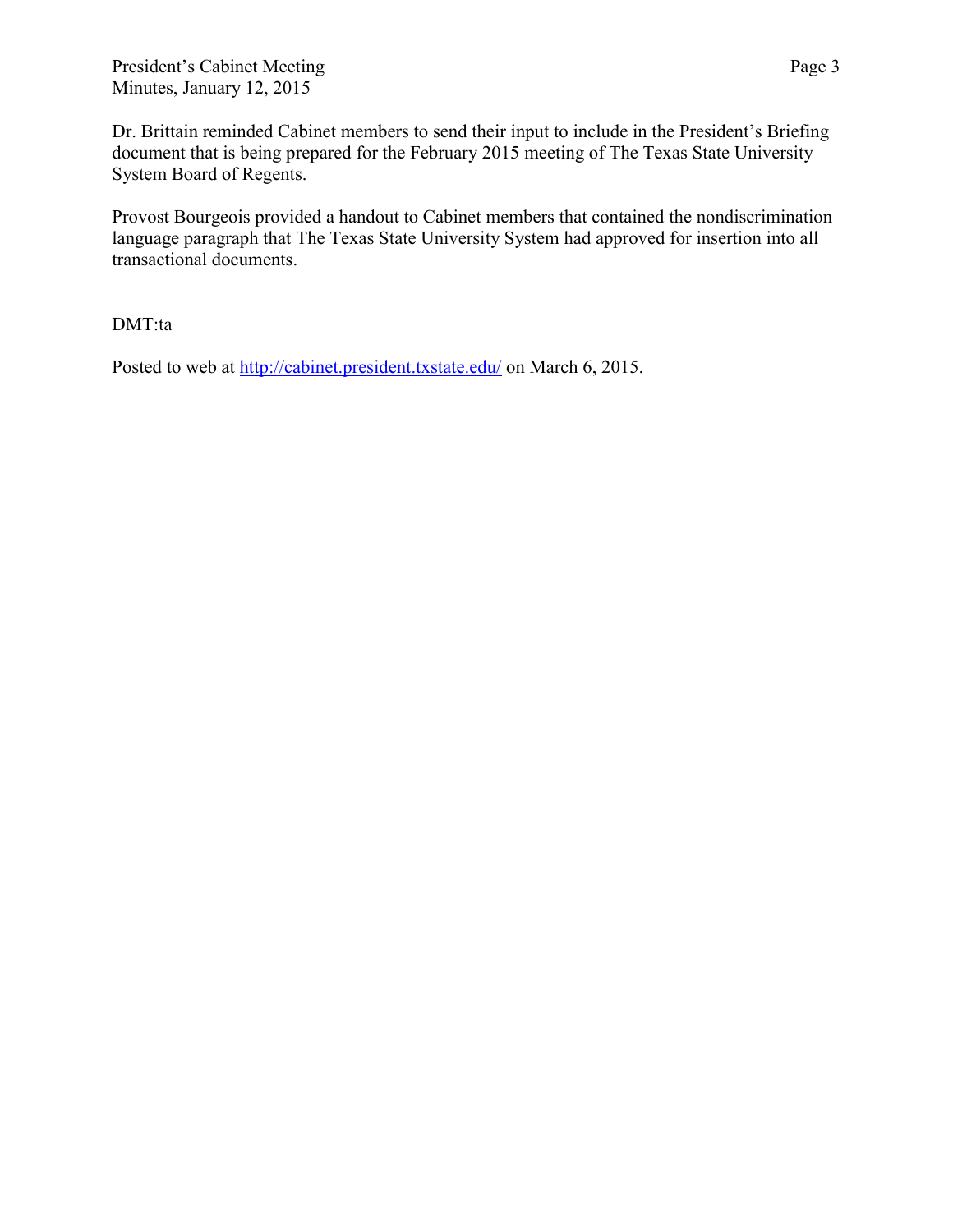Dr. Brittain reminded Cabinet members to send their input to include in the President's Briefing document that is being prepared for the February 2015 meeting of The Texas State University System Board of Regents.

Provost Bourgeois provided a handout to Cabinet members that contained the nondiscrimination language paragraph that The Texas State University System had approved for insertion into all transactional documents.

DMT:ta

Posted to web at http://cabinet.president.txstate.edu/ on March 6, 2015.